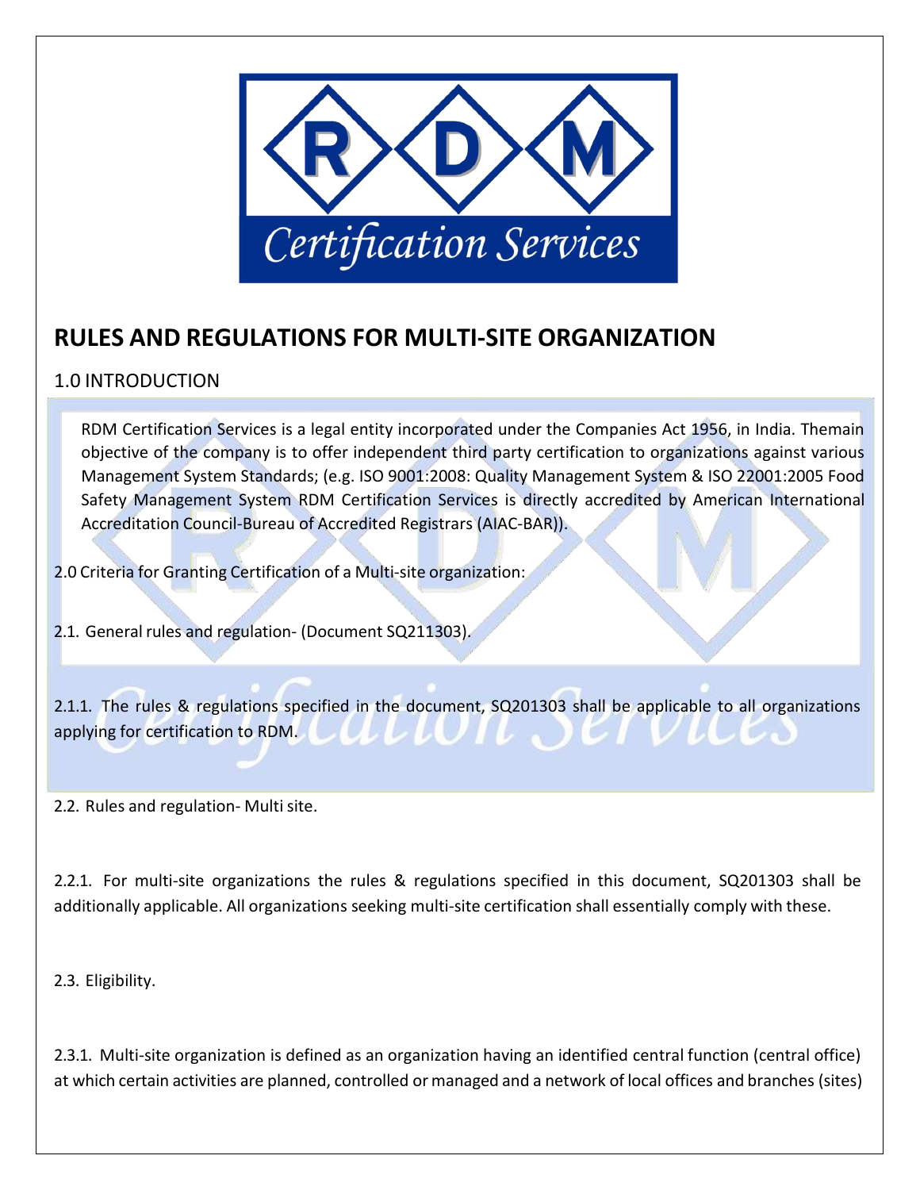# RULES AND REGULATIONS FOR MULTI-SITE ORGANIZATION

## 1.0 INTRODUCTION

RDM Certification Services is a legal entity incorporated under the Companies Act 1956, in India. Themain objective of the company is to offer independent third party certification to organizations against various Management System Standards; (e.g. ISO 9001:2008: Quality Management System & ISO 22001:2005 Food Safety Management System RDM Certification Services is directly accredited by American International Accreditation Council-Bureau of Accredited Registrars (AIAC-BAR)).

2.0 Criteria for Granting Certification of a Multi-site organization:

2.1. General rules and regulation- (Document SQ211303).

2.1.1. The rules & regulations specified in the document, SQ201303 shall be applicable to all organizations applying for certification to RDM.

2.2. Rules and regulation- Multi site.

2.2.1. For multi-site organizations the rules & regulations specified in this document, SQ201303 shall be additionally applicable. All organizations seeking multi-site certification shall essentially comply with these.

2.3. Eligibility.

2.3.1. Multi-site organization is defined as an organization having an identified central function (central office) at which certain activities are planned, controlled or managed and a network of local offices and branches (sites)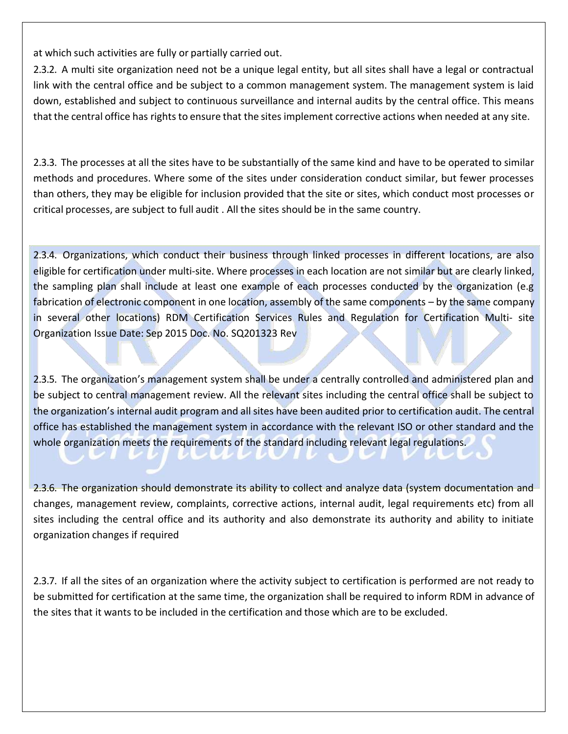at which such activities are fully or partially carried out.

2.3.2. A multi site organization need not be a unique legal entity, but all sites shall have a legal or contractual link with the central office and be subject to a common management system. The management system is laid down, established and subject to continuous surveillance and internal audits by the central office. This means that the central office has rights to ensure that the sites implement corrective actions when needed at any site.

2.3.3. The processes at all the sites have to be substantially of the same kind and have to be operated to similar methods and procedures. Where some of the sites under consideration conduct similar, but fewer processes than others, they may be eligible for inclusion provided that the site or sites, which conduct most processes or critical processes, are subject to full audit . All the sites should be in the same country.

2.3.4. Organizations, which conduct their business through linked processes in different locations, are also eligible for certification under multi-site. Where processes in each location are not similar but are clearly linked, the sampling plan shall include at least one example of each processes conducted by the organization (e.g fabrication of electronic component in one location, assembly of the same components – by the same company in several other locations) RDM Certification Services Rules and Regulation for Certification Multi- site Organization Issue Date: Sep 2015 Doc. No. SQ201323 Rev

2.3.5. The organization's management system shall be under a centrally controlled and administered plan and be subject to central management review. All the relevant sites including the central office shall be subject to the organization's internal audit program and all sites have been audited prior to certification audit. The central office has established the management system in accordance with the relevant ISO or other standard and the whole organization meets the requirements of the standard including relevant legal regulations.

2.3.6. The organization should demonstrate its ability to collect and analyze data (system documentation and changes, management review, complaints, corrective actions, internal audit, legal requirements etc) from all sites including the central office and its authority and also demonstrate its authority and ability to initiate organization changes if required

2.3.7. If all the sites of an organization where the activity subject to certification is performed are not ready to be submitted for certification at the same time, the organization shall be required to inform RDM in advance of the sites that it wants to be included in the certification and those which are to be excluded.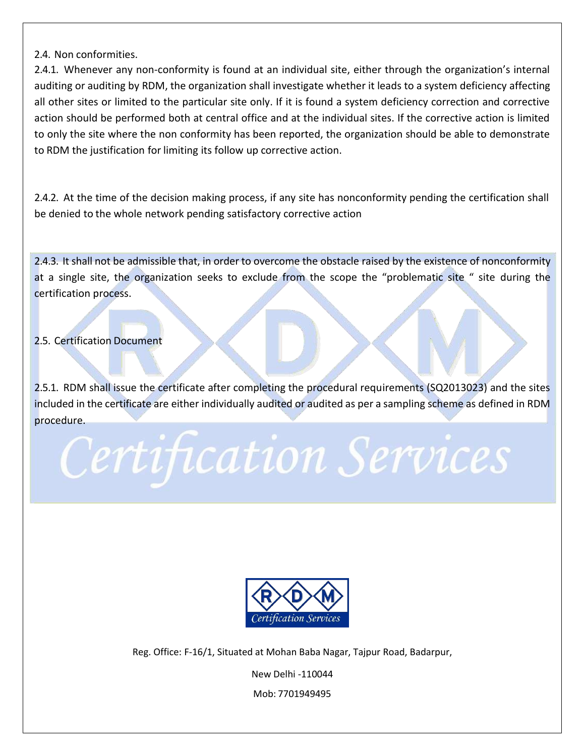2.4. Non conformities.

2.4.1. Whenever any non-conformity is found at an individual site, either through the organization's internal auditing or auditing by RDM, the organization shall investigate whether it leads to a system deficiency affecting all other sites or limited to the particular site only. If it is found a system deficiency correction and corrective action should be performed both at central office and at the individual sites. If the corrective action is limited to only the site where the non conformity has been reported, the organization should be able to demonstrate to RDM the justification for limiting its follow up corrective action.

2.4.2. At the time of the decision making process, if any site has nonconformity pending the certification shall be denied to the whole network pending satisfactory corrective action

2.4.3. It shall not be admissible that, in order to overcome the obstacle raised by the existence of nonconformity at a single site, the organization seeks to exclude from the scope the "problematic site " site during the certification process.

2.5. Certification Document

2.5.1. RDM shall issue the certificate after completing the procedural requirements (SQ2013023) and the sites included in the certificate are either individually audited or audited as per a sampling scheme as defined in RDM procedure.

Reg. Office: F-16/1, Situated at Mohan Baba Nagar, Tajpur Road, Badarpur,

New Delhi -110044

Mob: 7701949495